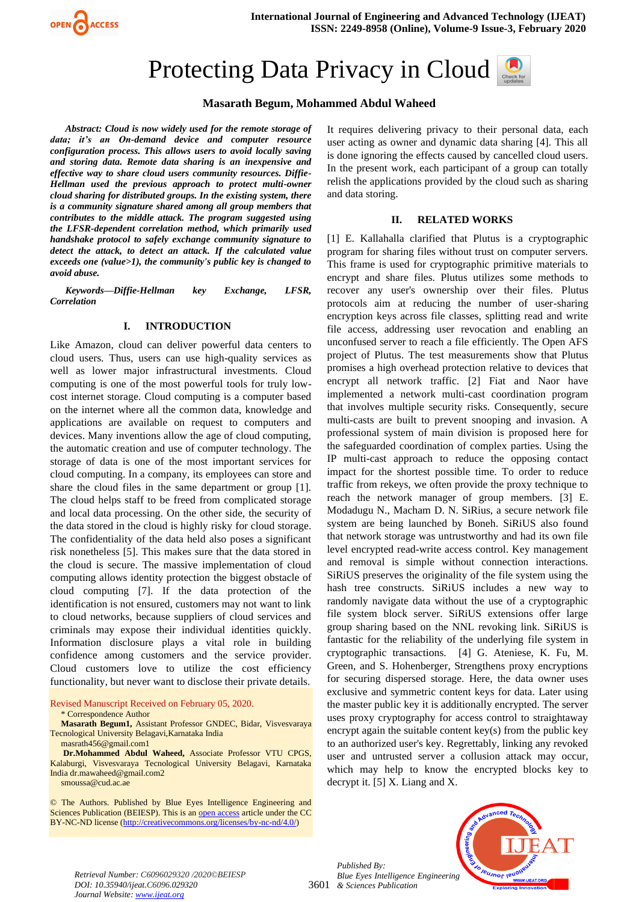# Protecting Data Privacy in Cloud

**Masarath Begum, Mohammed Abdul Waheed**

***Abstract:*** ***Cloud is now widely used for the remote storage of data; it's an On-demand device and computer resource configuration process. This allows users to avoid locally saving and storing data. Remote data sharing is an inexpensive and effective way to share cloud users community resources. Diffie-Hellman used the previous approach to protect multi-owner cloud sharing for distributed groups. In the existing system, there is a community signature shared among all group members that contributes to the middle attack. The program suggested using the LFSR-dependent correlation method, which primarily used handshake protocol to safely exchange community signature to detect the attack, to detect an attack. If the calculated value exceeds one (value>1), the community's public key is changed to avoid abuse.***

***Keywords—Diffie-Hellman key Exchange, LFSR, Correlation***

## I. INTRODUCTION

Like Amazon, cloud can deliver powerful data centers to cloud users. Thus, users can use high-quality services as well as lower major infrastructural investments. Cloud computing is one of the most powerful tools for truly low-cost internet storage. Cloud computing is a computer based on the internet where all the common data, knowledge and applications are available on request to computers and devices. Many inventions allow the age of cloud computing, the automatic creation and use of computer technology. The storage of data is one of the most important services for cloud computing. In a company, its employees can store and share the cloud files in the same department or group [1]. The cloud helps staff to be freed from complicated storage and local data processing. On the other side, the security of the data stored in the cloud is highly risky for cloud storage. The confidentiality of the data held also poses a significant risk nonetheless [5]. This makes sure that the data stored in the cloud is secure. The massive implementation of cloud computing allows identity protection the biggest obstacle of cloud computing [7]. If the data protection of the identification is not ensured, customers may not want to link to cloud networks, because suppliers of cloud services and criminals may expose their individual identities quickly. Information disclosure plays a vital role in building confidence among customers and the service provider. Cloud customers love to utilize the cost efficiency functionality, but never want to disclose their private details.

Revised Manuscript Received on February 05, 2020.

\* Correspondence Author

**Masarath Begum1,** Assistant Professor GNDEC, Bidar, Visvesvaraya Tecnological University Belagavi,Karnataka India masrath456@gmail.com1

**Dr.Mohammed Abdul Waheed,** Associate Professor VTU CPGS, Kalaburgi, Visvesvaraya Tecnological University Belagavi, Karnataka India dr.mawaheed@gmail.com2 smoussa@cud.ac.ae

© The Authors. Published by Blue Eyes Intelligence Engineering and Sciences Publication (BEIESP). This is an open access article under the CC BY-NC-ND license (http://creativecommons.org/licenses/by-nc-nd/4.0/)

It requires delivering privacy to their personal data, each user acting as owner and dynamic data sharing [4]. This all is done ignoring the effects caused by cancelled cloud users. In the present work, each participant of a group can totally relish the applications provided by the cloud such as sharing and data storing.

## II. RELATED WORKS

[1] E. Kallahalla clarified that Plutus is a cryptographic program for sharing files without trust on computer servers. This frame is used for cryptographic primitive materials to encrypt and share files. Plutus utilizes some methods to recover any user's ownership over their files. Plutus protocols aim at reducing the number of user-sharing encryption keys across file classes, splitting read and write file access, addressing user revocation and enabling an unconfused server to reach a file efficiently. The Open AFS project of Plutus. The test measurements show that Plutus promises a high overhead protection relative to devices that encrypt all network traffic. [2] Fiat and Naor have implemented a network multi-cast coordination program that involves multiple security risks. Consequently, secure multi-casts are built to prevent snooping and invasion. A professional system of main division is proposed here for the safeguarded coordination of complex parties. Using the IP multi-cast approach to reduce the opposing contact impact for the shortest possible time. To order to reduce traffic from rekeys, we often provide the proxy technique to reach the network manager of group members. [3] E. Modadugu N., Macham D. N. SiRius, a secure network file system are being launched by Boneh. SiRiUS also found that network storage was untrustworthy and had its own file level encrypted read-write access control. Key management and removal is simple without connection interactions. SiRiUS preserves the originality of the file system using the hash tree constructs. SiRiUS includes a new way to randomly navigate data without the use of a cryptographic file system block server. SiRiUS extensions offer large group sharing based on the NNL revoking link. SiRiUS is fantastic for the reliability of the underlying file system in cryptographic transactions. [4] G. Ateniese, K. Fu, M. Green, and S. Hohenberger, Strengthens proxy encryptions for securing dispersed storage. Here, the data owner uses exclusive and symmetric content keys for data. Later using the master public key it is additionally encrypted. The server uses proxy cryptography for access control to straightaway encrypt again the suitable content key(s) from the public key to an authorized user's key. Regrettably, linking any revoked user and untrusted server a collusion attack may occur, which may help to know the encrypted blocks key to decrypt it. [5] X. Liang and X.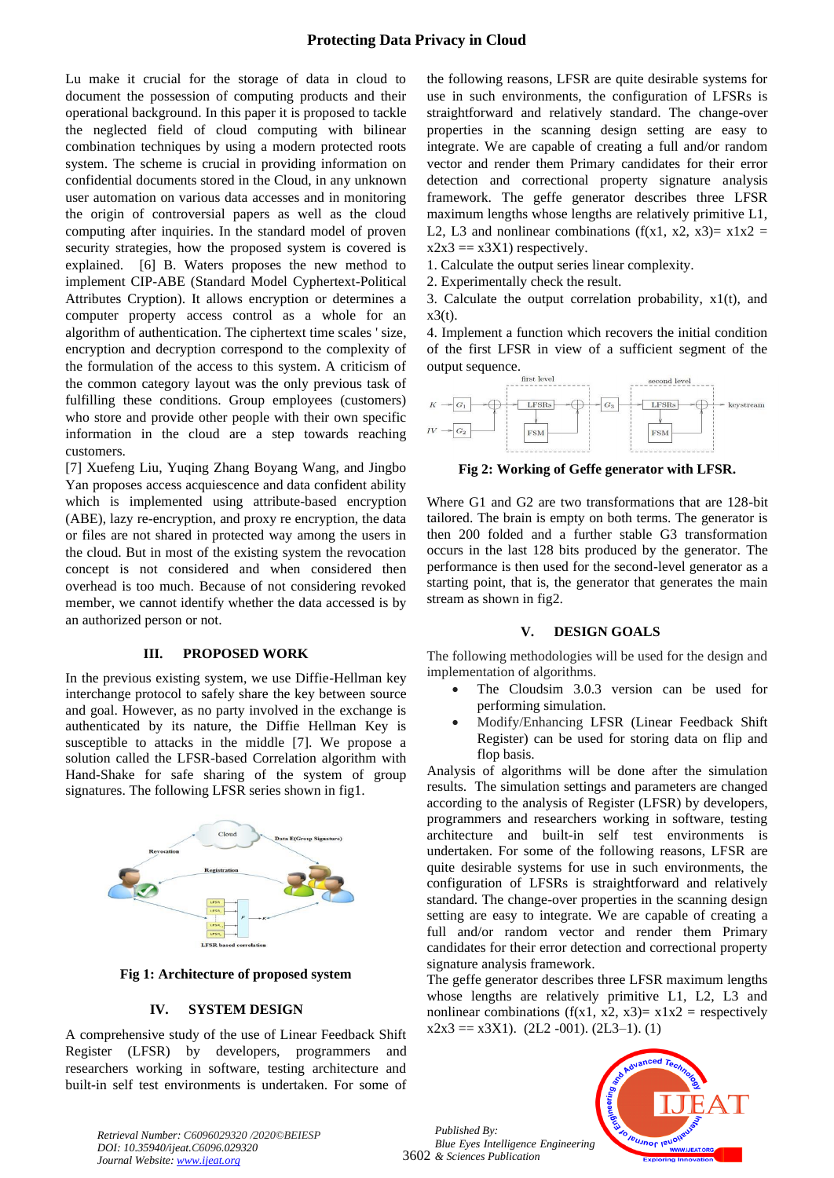Lu make it crucial for the storage of data in cloud to document the possession of computing products and their operational background. In this paper it is proposed to tackle the neglected field of cloud computing with bilinear combination techniques by using a modern protected roots system. The scheme is crucial in providing information on confidential documents stored in the Cloud, in any unknown user automation on various data accesses and in monitoring the origin of controversial papers as well as the cloud computing after inquiries. In the standard model of proven security strategies, how the proposed system is covered is explained. [6] B. Waters proposes the new method to implement CIP-ABE (Standard Model Cyphertext-Political Attributes Cryption). It allows encryption or determines a computer property access control as a whole for an algorithm of authentication. The ciphertext time scales ' size, encryption and decryption correspond to the complexity of the formulation of the access to this system. A criticism of the common category layout was the only previous task of fulfilling these conditions. Group employees (customers) who store and provide other people with their own specific information in the cloud are a step towards reaching customers.

[7] Xuefeng Liu, Yuqing Zhang Boyang Wang, and Jingbo Yan proposes access acquiescence and data confident ability which is implemented using attribute-based encryption (ABE), lazy re-encryption, and proxy re encryption, the data or files are not shared in protected way among the users in the cloud. But in most of the existing system the revocation concept is not considered and when considered then overhead is too much. Because of not considering revoked member, we cannot identify whether the data accessed is by an authorized person or not.

## III. PROPOSED WORK

In the previous existing system, we use Diffie-Hellman key interchange protocol to safely share the key between source and goal. However, as no party involved in the exchange is authenticated by its nature, the Diffie Hellman Key is susceptible to attacks in the middle [7]. We propose a solution called the LFSR-based Correlation algorithm with Hand-Shake for safe sharing of the system of group signatures. The following LFSR series shown in fig1.

**Fig 1: Architecture of proposed system**

## IV. SYSTEM DESIGN

A comprehensive study of the use of Linear Feedback Shift Register (LFSR) by developers, programmers and researchers working in software, testing architecture and built-in self test environments is undertaken. For some of the following reasons, LFSR are quite desirable systems for use in such environments, the configuration of LFSRs is straightforward and relatively standard. The change-over properties in the scanning design setting are easy to integrate. We are capable of creating a full and/or random vector and render them Primary candidates for their error detection and correctional property signature analysis framework. The geffe generator describes three LFSR maximum lengths whose lengths are relatively primitive L1, L2, L3 and nonlinear combinations (f(x1, x2, x3)= x1x2 = x2x3 == x3X1) respectively.

1. Calculate the output series linear complexity.
2. Experimentally check the result.
3. Calculate the output correlation probability, x1(t), and x3(t).
4. Implement a function which recovers the initial condition of the first LFSR in view of a sufficient segment of the output sequence.

**Fig 2: Working of Geffe generator with LFSR.**

Where G1 and G2 are two transformations that are 128-bit tailored. The brain is empty on both terms. The generator is then 200 folded and a further stable G3 transformation occurs in the last 128 bits produced by the generator. The performance is then used for the second-level generator as a starting point, that is, the generator that generates the main stream as shown in fig2.

## V. DESIGN GOALS

The following methodologies will be used for the design and implementation of algorithms.

- The Cloudsim 3.0.3 version can be used for performing simulation.
- Modify/Enhancing LFSR (Linear Feedback Shift Register) can be used for storing data on flip and flop basis.

Analysis of algorithms will be done after the simulation results. The simulation settings and parameters are changed according to the analysis of Register (LFSR) by developers, programmers and researchers working in software, testing architecture and built-in self test environments is undertaken. For some of the following reasons, LFSR are quite desirable systems for use in such environments, the configuration of LFSRs is straightforward and relatively standard. The change-over properties in the scanning design setting are easy to integrate. We are capable of creating a full and/or random vector and render them Primary candidates for their error detection and correctional property signature analysis framework.

The geffe generator describes three LFSR maximum lengths whose lengths are relatively primitive L1, L2, L3 and nonlinear combinations (f(x1, x2, x3)= x1x2 = respectively x2x3 == x3X1). (2L2 -001). (2L3–1). (1)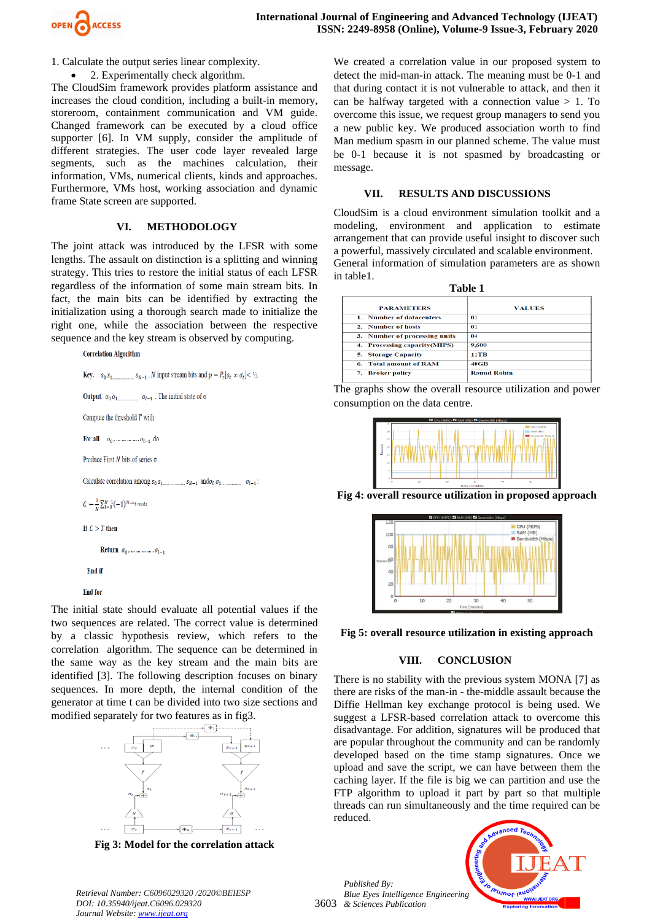1. Calculate the output series linear complexity.

- 2. Experimentally check algorithm.

The CloudSim framework provides platform assistance and increases the cloud condition, including a built-in memory, storeroom, containment communication and VM guide. Changed framework can be executed by a cloud office supporter [6]. In VM supply, consider the amplitude of different strategies. The user code layer revealed large segments, such as the machines calculation, their information, VMs, numerical clients, kinds and approaches. Furthermore, VMs host, working association and dynamic frame State screen are supported.

## VI. METHODOLOGY

The joint attack was introduced by the LFSR with some lengths. The assault on distinction is a splitting and winning strategy. This tries to restore the initial status of each LFSR regardless of the information of some main stream bits. In fact, the main bits can be identified by extracting the initialization using a thorough search made to initialize the right one, while the association between the respective sequence and the key stream is observed by computing.

**Correlation Algorithm**

**Key.** $s_0\, s_1 \ldots\ldots\ldots s_{N-1}$ . $N$ input stream bits and $p = P_r[s_t \neq \sigma_t] < ½$.

**Output.** $\sigma_0\, \sigma_1 \ldots\ldots\ldots \sigma_{l-1}$ . The initial state of $\sigma$

Compute the threshold $T$ with

**For all** $\sigma_0 , \ldots\ldots\ldots\ldots , \sigma_{l-1}$ do

Produce First $N$ bits of series $\sigma$

Calculate correlation among $s_0\, s_1 \ldots\ldots\ldots s_{N-1}$ and $\sigma_0\, \sigma_1 \ldots\ldots\ldots \sigma_{l-1}$:

$$C \leftarrow \frac{1}{N}\sum_{t=0}^{N-1}(-1)^{s_t + u_t \bmod 2}$$

If $C > T$ **then**

**Return** $\sigma_0 , \ldots\ldots\ldots , \sigma_{l-1}$

**End if**

**End for**

The initial state should evaluate all potential values if the two sequences are related. The correct value is determined by a classic hypothesis review, which refers to the correlation algorithm. The sequence can be determined in the same way as the key stream and the main bits are identified [3]. The following description focuses on binary sequences. In more depth, the internal condition of the generator at time t can be divided into two size sections and modified separately for two features as in fig3.

Fig 3: Model for the correlation attack

We created a correlation value in our proposed system to detect the mid-man-in attack. The meaning must be 0-1 and that during contact it is not vulnerable to attack, and then it can be halfway targeted with a connection value > 1. To overcome this issue, we request group managers to send you a new public key. We produced association worth to find Man medium spasm in our planned scheme. The value must be 0-1 because it is not spasmed by broadcasting or message.

## VII. RESULTS AND DISCUSSIONS

CloudSim is a cloud environment simulation toolkit and a modeling, environment and application to estimate arrangement that can provide useful insight to discover such a powerful, massively circulated and scalable environment. General information of simulation parameters are as shown in table1.

**Table 1**

| PARAMETERS | VALUES |
|---|---|
| 1. Number of datacenters | 01 |
| 2. Number of hosts | 01 |
| 3. Number of processing units | 04 |
| 4. Processing capacity(MIPS) | 9,600 |
| 5. Storage Capacity | 11TB |
| 6. Total amount of RAM | 40GB |
| 7. Broker policy | Round Robin |

The graphs show the overall resource utilization and power consumption on the data centre.

**Fig 4: overall resource utilization in proposed approach**

**Fig 5: overall resource utilization in existing approach**

## VIII. CONCLUSION

There is no stability with the previous system MONA [7] as there are risks of the man-in - the-middle assault because the Diffie Hellman key exchange protocol is being used. We suggest a LFSR-based correlation attack to overcome this disadvantage. For addition, signatures will be produced that are popular throughout the community and can be randomly developed based on the time stamp signatures. Once we upload and save the script, we can have between them the caching layer. If the file is big we can partition and use the FTP algorithm to upload it part by part so that multiple threads can run simultaneously and the time required can be reduced.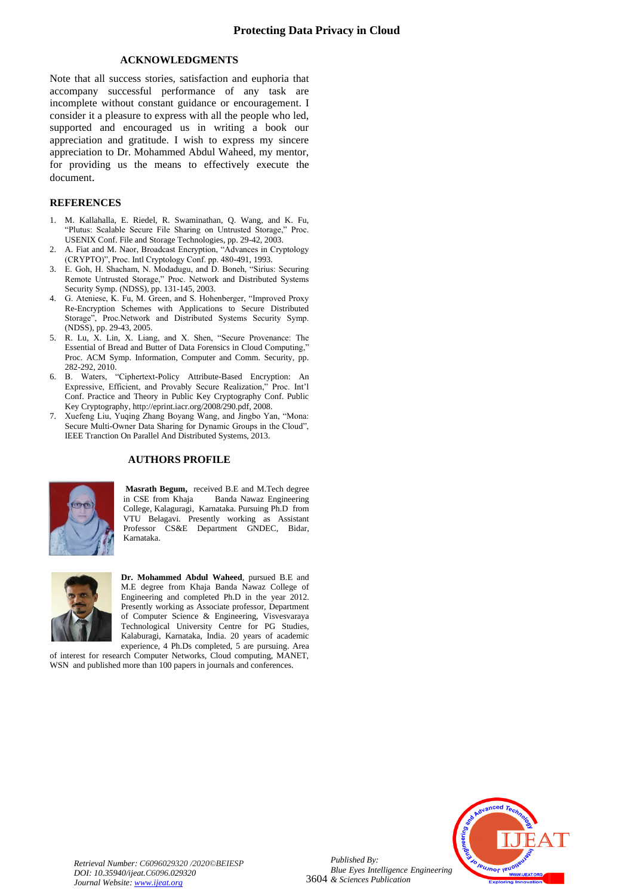## ACKNOWLEDGMENTS

Note that all success stories, satisfaction and euphoria that accompany successful performance of any task are incomplete without constant guidance or encouragement. I consider it a pleasure to express with all the people who led, supported and encouraged us in writing a book our appreciation and gratitude. I wish to express my sincere appreciation to Dr. Mohammed Abdul Waheed, my mentor, for providing us the means to effectively execute the document.

## REFERENCES

1. M. Kallahalla, E. Riedel, R. Swaminathan, Q. Wang, and K. Fu, "Plutus: Scalable Secure File Sharing on Untrusted Storage," Proc. USENIX Conf. File and Storage Technologies, pp. 29-42, 2003.
2. A. Fiat and M. Naor, Broadcast Encryption, "Advances in Cryptology (CRYPTO)", Proc. Intl Cryptology Conf. pp. 480-491, 1993.
3. E. Goh, H. Shacham, N. Modadugu, and D. Boneh, "Sirius: Securing Remote Untrusted Storage," Proc. Network and Distributed Systems Security Symp. (NDSS), pp. 131-145, 2003.
4. G. Ateniese, K. Fu, M. Green, and S. Hohenberger, "Improved Proxy Re-Encryption Schemes with Applications to Secure Distributed Storage", Proc.Network and Distributed Systems Security Symp. (NDSS), pp. 29-43, 2005.
5. R. Lu, X. Lin, X. Liang, and X. Shen, "Secure Provenance: The Essential of Bread and Butter of Data Forensics in Cloud Computing," Proc. ACM Symp. Information, Computer and Comm. Security, pp. 282-292, 2010.
6. B. Waters, "Ciphertext-Policy Attribute-Based Encryption: An Expressive, Efficient, and Provably Secure Realization," Proc. Int'l Conf. Practice and Theory in Public Key Cryptography Conf. Public Key Cryptography, http://eprint.iacr.org/2008/290.pdf, 2008.
7. Xuefeng Liu, Yuqing Zhang Boyang Wang, and Jingbo Yan, "Mona: Secure Multi-Owner Data Sharing for Dynamic Groups in the Cloud", IEEE Tranction On Parallel And Distributed Systems, 2013.

## AUTHORS PROFILE

**Masrath Begum,** received B.E and M.Tech degree in CSE from Khaja Banda Nawaz Engineering College, Kalaguragi, Karnataka. Pursuing Ph.D from VTU Belagavi. Presently working as Assistant Professor CS&E Department GNDEC, Bidar, Karnataka.

**Dr. Mohammed Abdul Waheed**, pursued B.E and M.E degree from Khaja Banda Nawaz College of Engineering and completed Ph.D in the year 2012. Presently working as Associate professor, Department of Computer Science & Engineering, Visvesvaraya Technological University Centre for PG Studies, Kalaburagi, Karnataka, India. 20 years of academic experience, 4 Ph.Ds completed, 5 are pursuing. Area of interest for research Computer Networks, Cloud computing, MANET, WSN and published more than 100 papers in journals and conferences.